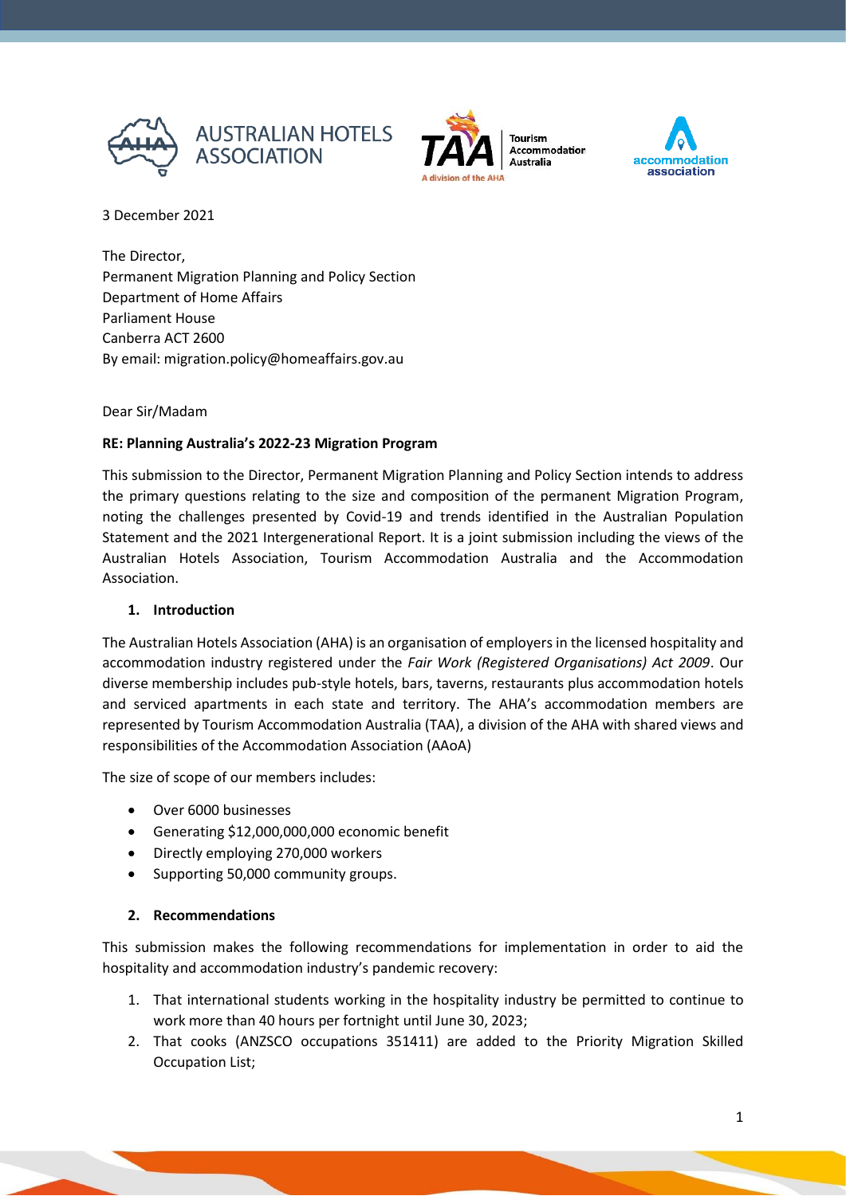3 December 2021

The Director,
Permanent Migration Planning and Policy Section
Department of Home Affairs
Parliament House
Canberra ACT 2600
By email: migration.policy@homeaffairs.gov.au

Dear Sir/Madam

**RE: Planning Australia's 2022-23 Migration Program**

This submission to the Director, Permanent Migration Planning and Policy Section intends to address the primary questions relating to the size and composition of the permanent Migration Program, noting the challenges presented by Covid-19 and trends identified in the Australian Population Statement and the 2021 Intergenerational Report. It is a joint submission including the views of the Australian Hotels Association, Tourism Accommodation Australia and the Accommodation Association.

## 1. Introduction

The Australian Hotels Association (AHA) is an organisation of employers in the licensed hospitality and accommodation industry registered under the *Fair Work (Registered Organisations) Act 2009*. Our diverse membership includes pub-style hotels, bars, taverns, restaurants plus accommodation hotels and serviced apartments in each state and territory. The AHA's accommodation members are represented by Tourism Accommodation Australia (TAA), a division of the AHA with shared views and responsibilities of the Accommodation Association (AAoA)

The size of scope of our members includes:

- Over 6000 businesses
- Generating $12,000,000,000 economic benefit
- Directly employing 270,000 workers
- Supporting 50,000 community groups.

## 2. Recommendations

This submission makes the following recommendations for implementation in order to aid the hospitality and accommodation industry's pandemic recovery:

1. That international students working in the hospitality industry be permitted to continue to work more than 40 hours per fortnight until June 30, 2023;
2. That cooks (ANZSCO occupations 351411) are added to the Priority Migration Skilled Occupation List;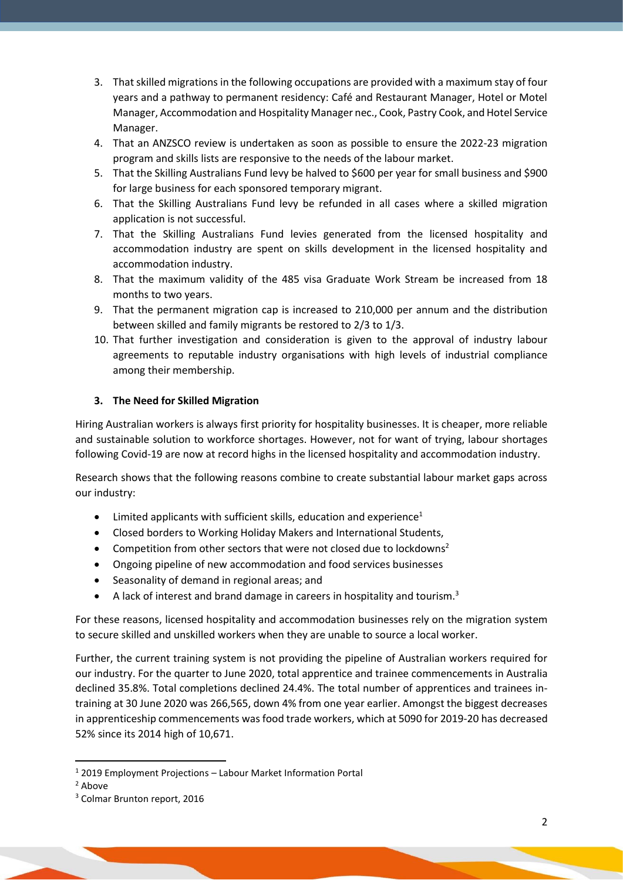3. That skilled migrations in the following occupations are provided with a maximum stay of four years and a pathway to permanent residency: Café and Restaurant Manager, Hotel or Motel Manager, Accommodation and Hospitality Manager nec., Cook, Pastry Cook, and Hotel Service Manager.
4. That an ANZSCO review is undertaken as soon as possible to ensure the 2022-23 migration program and skills lists are responsive to the needs of the labour market.
5. That the Skilling Australians Fund levy be halved to $600 per year for small business and $900 for large business for each sponsored temporary migrant.
6. That the Skilling Australians Fund levy be refunded in all cases where a skilled migration application is not successful.
7. That the Skilling Australians Fund levies generated from the licensed hospitality and accommodation industry are spent on skills development in the licensed hospitality and accommodation industry.
8. That the maximum validity of the 485 visa Graduate Work Stream be increased from 18 months to two years.
9. That the permanent migration cap is increased to 210,000 per annum and the distribution between skilled and family migrants be restored to 2/3 to 1/3.
10. That further investigation and consideration is given to the approval of industry labour agreements to reputable industry organisations with high levels of industrial compliance among their membership.

### 3. The Need for Skilled Migration

Hiring Australian workers is always first priority for hospitality businesses. It is cheaper, more reliable and sustainable solution to workforce shortages. However, not for want of trying, labour shortages following Covid-19 are now at record highs in the licensed hospitality and accommodation industry.

Research shows that the following reasons combine to create substantial labour market gaps across our industry:

- Limited applicants with sufficient skills, education and experience[1]
- Closed borders to Working Holiday Makers and International Students,
- Competition from other sectors that were not closed due to lockdowns[2]
- Ongoing pipeline of new accommodation and food services businesses
- Seasonality of demand in regional areas; and
- A lack of interest and brand damage in careers in hospitality and tourism.[3]

For these reasons, licensed hospitality and accommodation businesses rely on the migration system to secure skilled and unskilled workers when they are unable to source a local worker.

Further, the current training system is not providing the pipeline of Australian workers required for our industry. For the quarter to June 2020, total apprentice and trainee commencements in Australia declined 35.8%. Total completions declined 24.4%. The total number of apprentices and trainees in-training at 30 June 2020 was 266,565, down 4% from one year earlier. Amongst the biggest decreases in apprenticeship commencements was food trade workers, which at 5090 for 2019-20 has decreased 52% since its 2014 high of 10,671.

---

[1] 2019 Employment Projections – Labour Market Information Portal

[2] Above

[3] Colmar Brunton report, 2016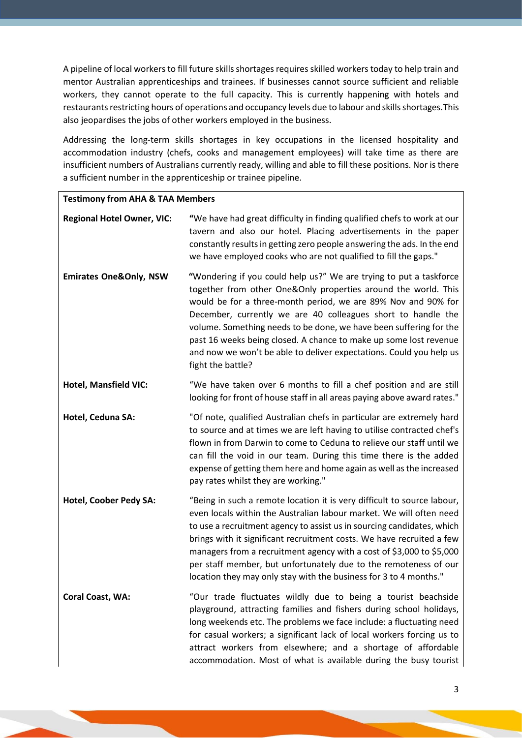A pipeline of local workers to fill future skills shortages requires skilled workers today to help train and mentor Australian apprenticeships and trainees. If businesses cannot source sufficient and reliable workers, they cannot operate to the full capacity. This is currently happening with hotels and restaurants restricting hours of operations and occupancy levels due to labour and skills shortages.This also jeopardises the jobs of other workers employed in the business.

Addressing the long-term skills shortages in key occupations in the licensed hospitality and accommodation industry (chefs, cooks and management employees) will take time as there are insufficient numbers of Australians currently ready, willing and able to fill these positions. Nor is there a sufficient number in the apprenticeship or trainee pipeline.

| **Testimony from AHA & TAA Members** | |
|---|---|
| **Regional Hotel Owner, VIC:** | "We have had great difficulty in finding qualified chefs to work at our tavern and also our hotel. Placing advertisements in the paper constantly results in getting zero people answering the ads. In the end we have employed cooks who are not qualified to fill the gaps." |
| **Emirates One&Only, NSW** | "Wondering if you could help us?" We are trying to put a taskforce together from other One&Only properties around the world. This would be for a three-month period, we are 89% Nov and 90% for December, currently we are 40 colleagues short to handle the volume. Something needs to be done, we have been suffering for the past 16 weeks being closed. A chance to make up some lost revenue and now we won't be able to deliver expectations. Could you help us fight the battle? |
| **Hotel, Mansfield VIC:** | "We have taken over 6 months to fill a chef position and are still looking for front of house staff in all areas paying above award rates." |
| **Hotel, Ceduna SA:** | "Of note, qualified Australian chefs in particular are extremely hard to source and at times we are left having to utilise contracted chef's flown in from Darwin to come to Ceduna to relieve our staff until we can fill the void in our team. During this time there is the added expense of getting them here and home again as well as the increased pay rates whilst they are working." |
| **Hotel, Coober Pedy SA:** | "Being in such a remote location it is very difficult to source labour, even locals within the Australian labour market. We will often need to use a recruitment agency to assist us in sourcing candidates, which brings with it significant recruitment costs. We have recruited a few managers from a recruitment agency with a cost of $3,000 to $5,000 per staff member, but unfortunately due to the remoteness of our location they may only stay with the business for 3 to 4 months." |
| **Coral Coast, WA:** | "Our trade fluctuates wildly due to being a tourist beachside playground, attracting families and fishers during school holidays, long weekends etc. The problems we face include: a fluctuating need for casual workers; a significant lack of local workers forcing us to attract workers from elsewhere; and a shortage of affordable accommodation. Most of what is available during the busy tourist |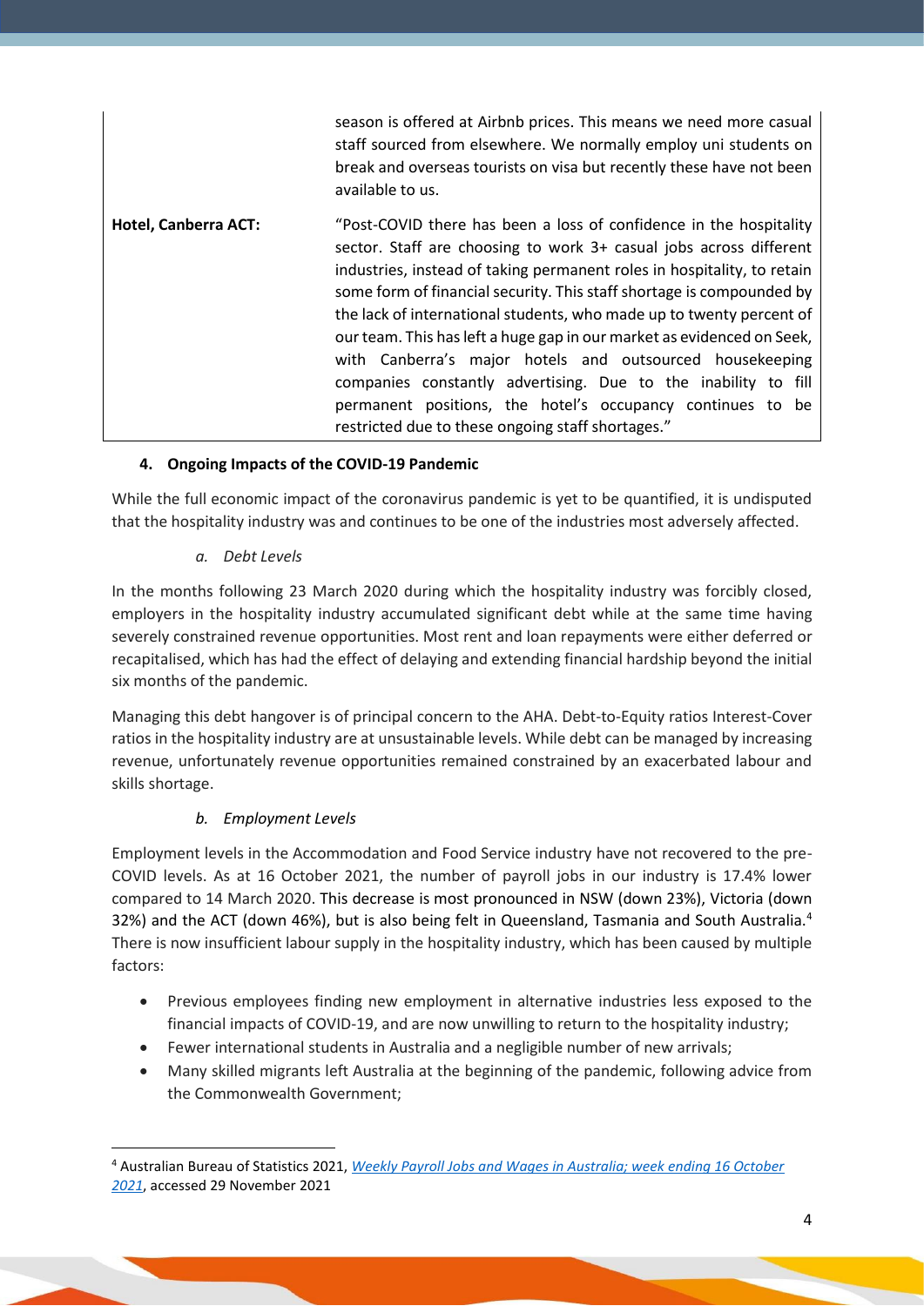| | |
|---|---|
| | season is offered at Airbnb prices. This means we need more casual staff sourced from elsewhere. We normally employ uni students on break and overseas tourists on visa but recently these have not been available to us. |
| **Hotel, Canberra ACT:** | "Post-COVID there has been a loss of confidence in the hospitality sector. Staff are choosing to work 3+ casual jobs across different industries, instead of taking permanent roles in hospitality, to retain some form of financial security. This staff shortage is compounded by the lack of international students, who made up to twenty percent of our team. This has left a huge gap in our market as evidenced on Seek, with Canberra's major hotels and outsourced housekeeping companies constantly advertising. Due to the inability to fill permanent positions, the hotel's occupancy continues to be restricted due to these ongoing staff shortages." |

#### 4. Ongoing Impacts of the COVID-19 Pandemic

While the full economic impact of the coronavirus pandemic is yet to be quantified, it is undisputed that the hospitality industry was and continues to be one of the industries most adversely affected.

*a. Debt Levels*

In the months following 23 March 2020 during which the hospitality industry was forcibly closed, employers in the hospitality industry accumulated significant debt while at the same time having severely constrained revenue opportunities. Most rent and loan repayments were either deferred or recapitalised, which has had the effect of delaying and extending financial hardship beyond the initial six months of the pandemic.

Managing this debt hangover is of principal concern to the AHA. Debt-to-Equity ratios Interest-Cover ratios in the hospitality industry are at unsustainable levels. While debt can be managed by increasing revenue, unfortunately revenue opportunities remained constrained by an exacerbated labour and skills shortage.

*b. Employment Levels*

Employment levels in the Accommodation and Food Service industry have not recovered to the pre-COVID levels. As at 16 October 2021, the number of payroll jobs in our industry is 17.4% lower compared to 14 March 2020. This decrease is most pronounced in NSW (down 23%), Victoria (down 32%) and the ACT (down 46%), but is also being felt in Queensland, Tasmania and South Australia.[4] There is now insufficient labour supply in the hospitality industry, which has been caused by multiple factors:

- Previous employees finding new employment in alternative industries less exposed to the financial impacts of COVID-19, and are now unwilling to return to the hospitality industry;
- Fewer international students in Australia and a negligible number of new arrivals;
- Many skilled migrants left Australia at the beginning of the pandemic, following advice from the Commonwealth Government;

[4] Australian Bureau of Statistics 2021, *Weekly Payroll Jobs and Wages in Australia; week ending 16 October 2021*, accessed 29 November 2021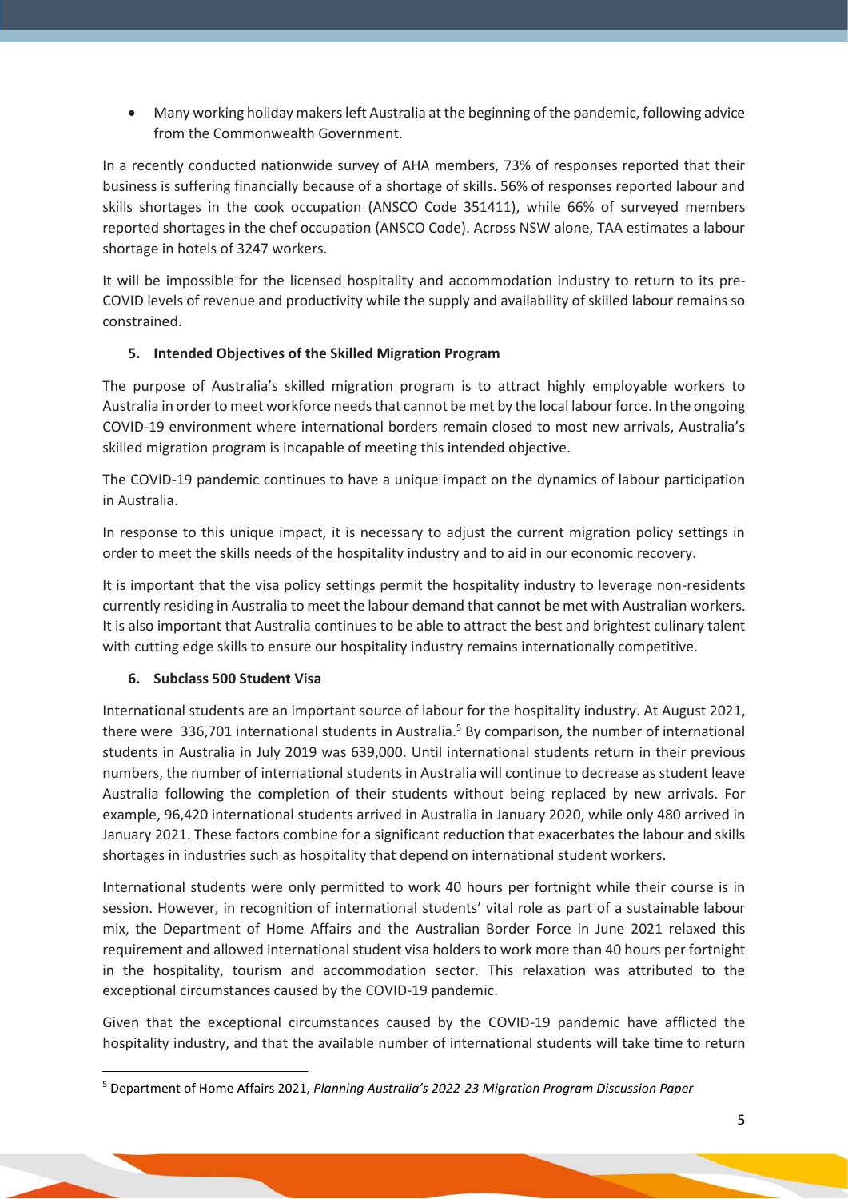- Many working holiday makers left Australia at the beginning of the pandemic, following advice from the Commonwealth Government.

In a recently conducted nationwide survey of AHA members, 73% of responses reported that their business is suffering financially because of a shortage of skills. 56% of responses reported labour and skills shortages in the cook occupation (ANSCO Code 351411), while 66% of surveyed members reported shortages in the chef occupation (ANSCO Code). Across NSW alone, TAA estimates a labour shortage in hotels of 3247 workers.

It will be impossible for the licensed hospitality and accommodation industry to return to its pre-COVID levels of revenue and productivity while the supply and availability of skilled labour remains so constrained.

## 5. Intended Objectives of the Skilled Migration Program

The purpose of Australia's skilled migration program is to attract highly employable workers to Australia in order to meet workforce needs that cannot be met by the local labour force. In the ongoing COVID-19 environment where international borders remain closed to most new arrivals, Australia's skilled migration program is incapable of meeting this intended objective.

The COVID-19 pandemic continues to have a unique impact on the dynamics of labour participation in Australia.

In response to this unique impact, it is necessary to adjust the current migration policy settings in order to meet the skills needs of the hospitality industry and to aid in our economic recovery.

It is important that the visa policy settings permit the hospitality industry to leverage non-residents currently residing in Australia to meet the labour demand that cannot be met with Australian workers. It is also important that Australia continues to be able to attract the best and brightest culinary talent with cutting edge skills to ensure our hospitality industry remains internationally competitive.

## 6. Subclass 500 Student Visa

International students are an important source of labour for the hospitality industry. At August 2021, there were 336,701 international students in Australia.[5] By comparison, the number of international students in Australia in July 2019 was 639,000. Until international students return in their previous numbers, the number of international students in Australia will continue to decrease as student leave Australia following the completion of their students without being replaced by new arrivals. For example, 96,420 international students arrived in Australia in January 2020, while only 480 arrived in January 2021. These factors combine for a significant reduction that exacerbates the labour and skills shortages in industries such as hospitality that depend on international student workers.

International students were only permitted to work 40 hours per fortnight while their course is in session. However, in recognition of international students' vital role as part of a sustainable labour mix, the Department of Home Affairs and the Australian Border Force in June 2021 relaxed this requirement and allowed international student visa holders to work more than 40 hours per fortnight in the hospitality, tourism and accommodation sector. This relaxation was attributed to the exceptional circumstances caused by the COVID-19 pandemic.

Given that the exceptional circumstances caused by the COVID-19 pandemic have afflicted the hospitality industry, and that the available number of international students will take time to return

---

[5] Department of Home Affairs 2021, *Planning Australia's 2022-23 Migration Program Discussion Paper*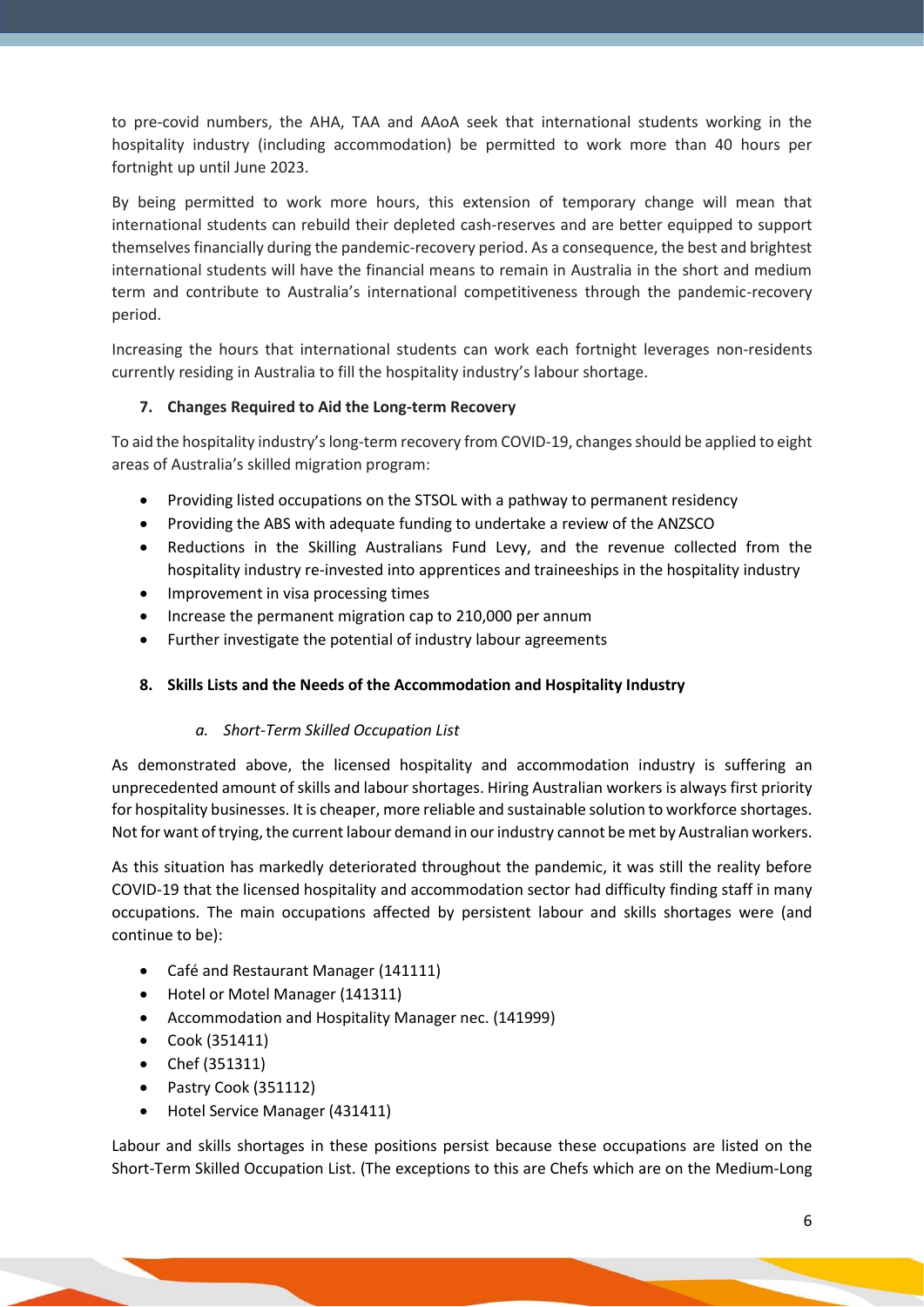to pre-covid numbers, the AHA, TAA and AAoA seek that international students working in the hospitality industry (including accommodation) be permitted to work more than 40 hours per fortnight up until June 2023.

By being permitted to work more hours, this extension of temporary change will mean that international students can rebuild their depleted cash-reserves and are better equipped to support themselves financially during the pandemic-recovery period. As a consequence, the best and brightest international students will have the financial means to remain in Australia in the short and medium term and contribute to Australia's international competitiveness through the pandemic-recovery period.

Increasing the hours that international students can work each fortnight leverages non-residents currently residing in Australia to fill the hospitality industry's labour shortage.

## 7. Changes Required to Aid the Long-term Recovery

To aid the hospitality industry's long-term recovery from COVID-19, changes should be applied to eight areas of Australia's skilled migration program:

- Providing listed occupations on the STSOL with a pathway to permanent residency
- Providing the ABS with adequate funding to undertake a review of the ANZSCO
- Reductions in the Skilling Australians Fund Levy, and the revenue collected from the hospitality industry re-invested into apprentices and traineeships in the hospitality industry
- Improvement in visa processing times
- Increase the permanent migration cap to 210,000 per annum
- Further investigate the potential of industry labour agreements

## 8. Skills Lists and the Needs of the Accommodation and Hospitality Industry

### *a. Short-Term Skilled Occupation List*

As demonstrated above, the licensed hospitality and accommodation industry is suffering an unprecedented amount of skills and labour shortages. Hiring Australian workers is always first priority for hospitality businesses. It is cheaper, more reliable and sustainable solution to workforce shortages. Not for want of trying, the current labour demand in our industry cannot be met by Australian workers.

As this situation has markedly deteriorated throughout the pandemic, it was still the reality before COVID-19 that the licensed hospitality and accommodation sector had difficulty finding staff in many occupations. The main occupations affected by persistent labour and skills shortages were (and continue to be):

- Café and Restaurant Manager (141111)
- Hotel or Motel Manager (141311)
- Accommodation and Hospitality Manager nec. (141999)
- Cook (351411)
- Chef (351311)
- Pastry Cook (351112)
- Hotel Service Manager (431411)

Labour and skills shortages in these positions persist because these occupations are listed on the Short-Term Skilled Occupation List. (The exceptions to this are Chefs which are on the Medium-Long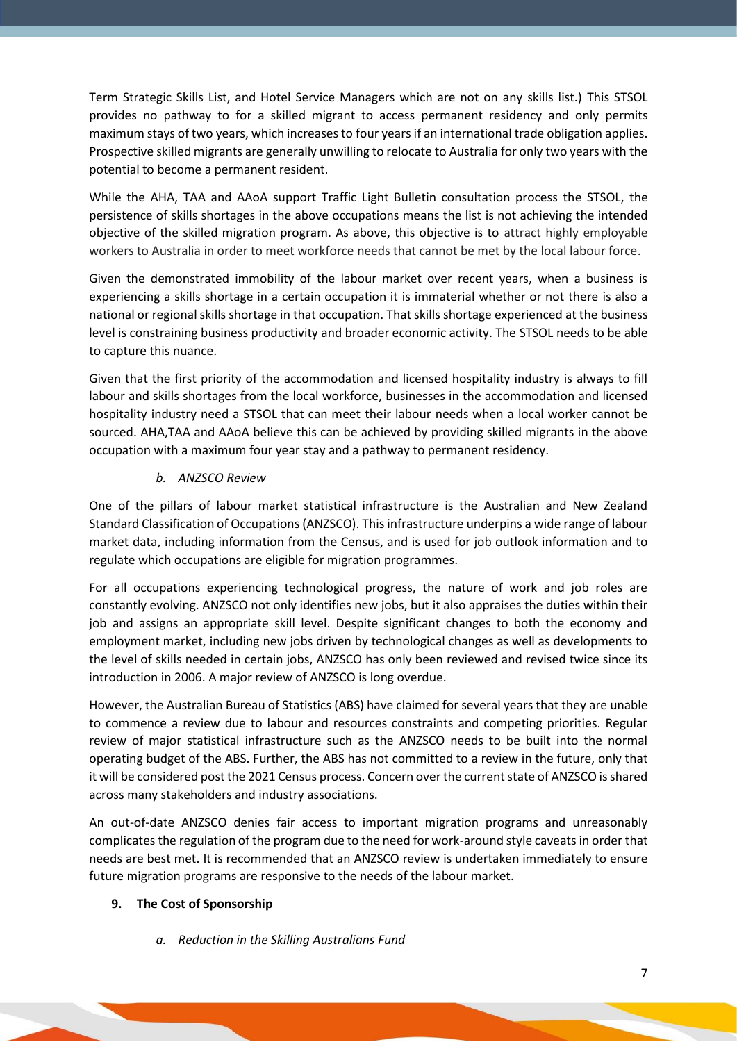Term Strategic Skills List, and Hotel Service Managers which are not on any skills list.) This STSOL provides no pathway to for a skilled migrant to access permanent residency and only permits maximum stays of two years, which increases to four years if an international trade obligation applies. Prospective skilled migrants are generally unwilling to relocate to Australia for only two years with the potential to become a permanent resident.

While the AHA, TAA and AAoA support Traffic Light Bulletin consultation process the STSOL, the persistence of skills shortages in the above occupations means the list is not achieving the intended objective of the skilled migration program. As above, this objective is to attract highly employable workers to Australia in order to meet workforce needs that cannot be met by the local labour force.

Given the demonstrated immobility of the labour market over recent years, when a business is experiencing a skills shortage in a certain occupation it is immaterial whether or not there is also a national or regional skills shortage in that occupation. That skills shortage experienced at the business level is constraining business productivity and broader economic activity. The STSOL needs to be able to capture this nuance.

Given that the first priority of the accommodation and licensed hospitality industry is always to fill labour and skills shortages from the local workforce, businesses in the accommodation and licensed hospitality industry need a STSOL that can meet their labour needs when a local worker cannot be sourced. AHA,TAA and AAoA believe this can be achieved by providing skilled migrants in the above occupation with a maximum four year stay and a pathway to permanent residency.

*b. ANZSCO Review*

One of the pillars of labour market statistical infrastructure is the Australian and New Zealand Standard Classification of Occupations (ANZSCO). This infrastructure underpins a wide range of labour market data, including information from the Census, and is used for job outlook information and to regulate which occupations are eligible for migration programmes.

For all occupations experiencing technological progress, the nature of work and job roles are constantly evolving. ANZSCO not only identifies new jobs, but it also appraises the duties within their job and assigns an appropriate skill level. Despite significant changes to both the economy and employment market, including new jobs driven by technological changes as well as developments to the level of skills needed in certain jobs, ANZSCO has only been reviewed and revised twice since its introduction in 2006. A major review of ANZSCO is long overdue.

However, the Australian Bureau of Statistics (ABS) have claimed for several years that they are unable to commence a review due to labour and resources constraints and competing priorities. Regular review of major statistical infrastructure such as the ANZSCO needs to be built into the normal operating budget of the ABS. Further, the ABS has not committed to a review in the future, only that it will be considered post the 2021 Census process. Concern over the current state of ANZSCO is shared across many stakeholders and industry associations.

An out-of-date ANZSCO denies fair access to important migration programs and unreasonably complicates the regulation of the program due to the need for work-around style caveats in order that needs are best met. It is recommended that an ANZSCO review is undertaken immediately to ensure future migration programs are responsive to the needs of the labour market.

**9. The Cost of Sponsorship**

*a. Reduction in the Skilling Australians Fund*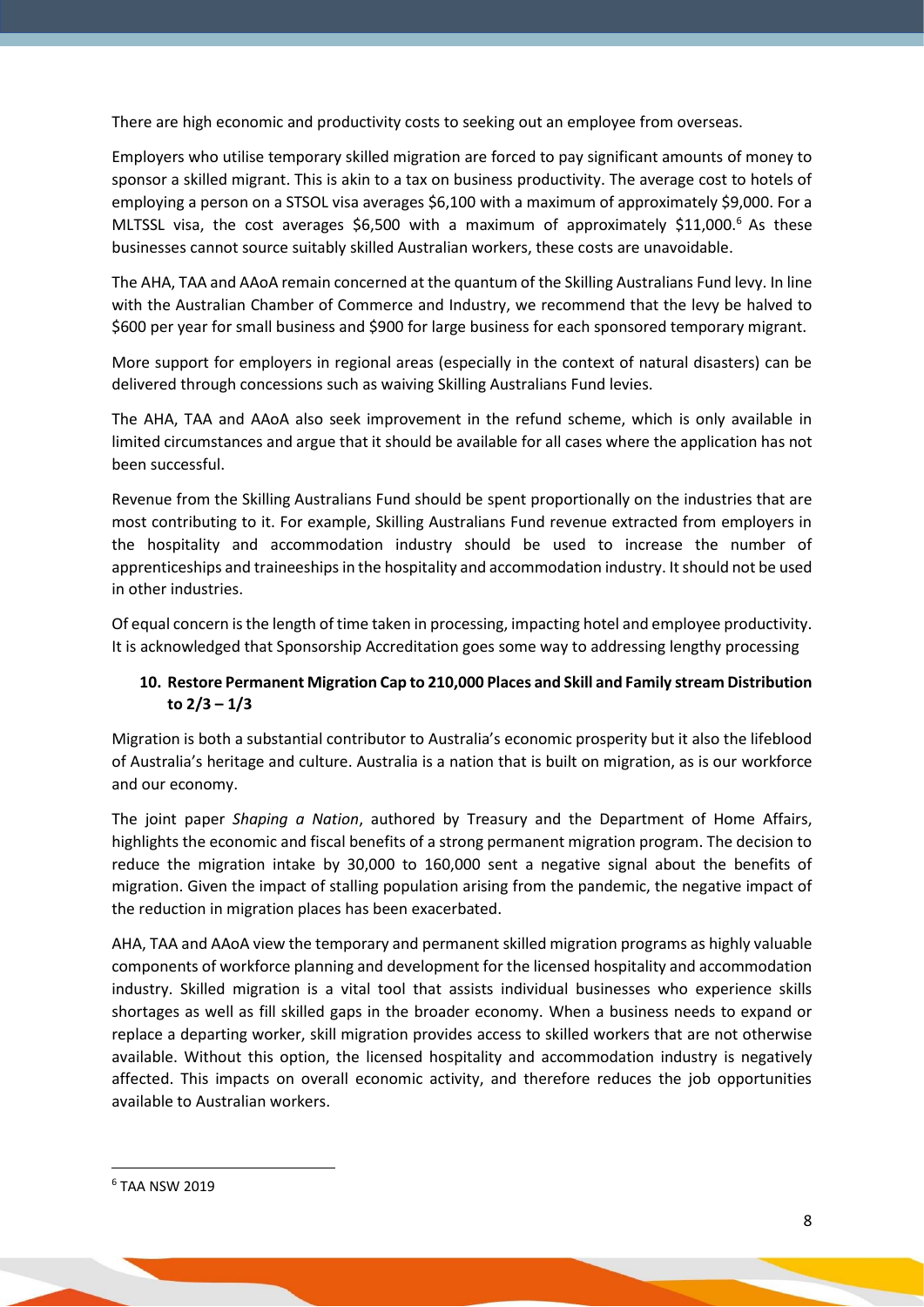There are high economic and productivity costs to seeking out an employee from overseas.

Employers who utilise temporary skilled migration are forced to pay significant amounts of money to sponsor a skilled migrant. This is akin to a tax on business productivity. The average cost to hotels of employing a person on a STSOL visa averages $6,100 with a maximum of approximately $9,000. For a MLTSSL visa, the cost averages $6,500 with a maximum of approximately $11,000.[6] As these businesses cannot source suitably skilled Australian workers, these costs are unavoidable.

The AHA, TAA and AAoA remain concerned at the quantum of the Skilling Australians Fund levy. In line with the Australian Chamber of Commerce and Industry, we recommend that the levy be halved to $600 per year for small business and $900 for large business for each sponsored temporary migrant.

More support for employers in regional areas (especially in the context of natural disasters) can be delivered through concessions such as waiving Skilling Australians Fund levies.

The AHA, TAA and AAoA also seek improvement in the refund scheme, which is only available in limited circumstances and argue that it should be available for all cases where the application has not been successful.

Revenue from the Skilling Australians Fund should be spent proportionally on the industries that are most contributing to it. For example, Skilling Australians Fund revenue extracted from employers in the hospitality and accommodation industry should be used to increase the number of apprenticeships and traineeships in the hospitality and accommodation industry. It should not be used in other industries.

Of equal concern is the length of time taken in processing, impacting hotel and employee productivity. It is acknowledged that Sponsorship Accreditation goes some way to addressing lengthy processing

## 10. Restore Permanent Migration Cap to 210,000 Places and Skill and Family stream Distribution to 2/3 – 1/3

Migration is both a substantial contributor to Australia's economic prosperity but it also the lifeblood of Australia's heritage and culture. Australia is a nation that is built on migration, as is our workforce and our economy.

The joint paper *Shaping a Nation*, authored by Treasury and the Department of Home Affairs, highlights the economic and fiscal benefits of a strong permanent migration program. The decision to reduce the migration intake by 30,000 to 160,000 sent a negative signal about the benefits of migration. Given the impact of stalling population arising from the pandemic, the negative impact of the reduction in migration places has been exacerbated.

AHA, TAA and AAoA view the temporary and permanent skilled migration programs as highly valuable components of workforce planning and development for the licensed hospitality and accommodation industry. Skilled migration is a vital tool that assists individual businesses who experience skills shortages as well as fill skilled gaps in the broader economy. When a business needs to expand or replace a departing worker, skill migration provides access to skilled workers that are not otherwise available. Without this option, the licensed hospitality and accommodation industry is negatively affected. This impacts on overall economic activity, and therefore reduces the job opportunities available to Australian workers.

---

[6] TAA NSW 2019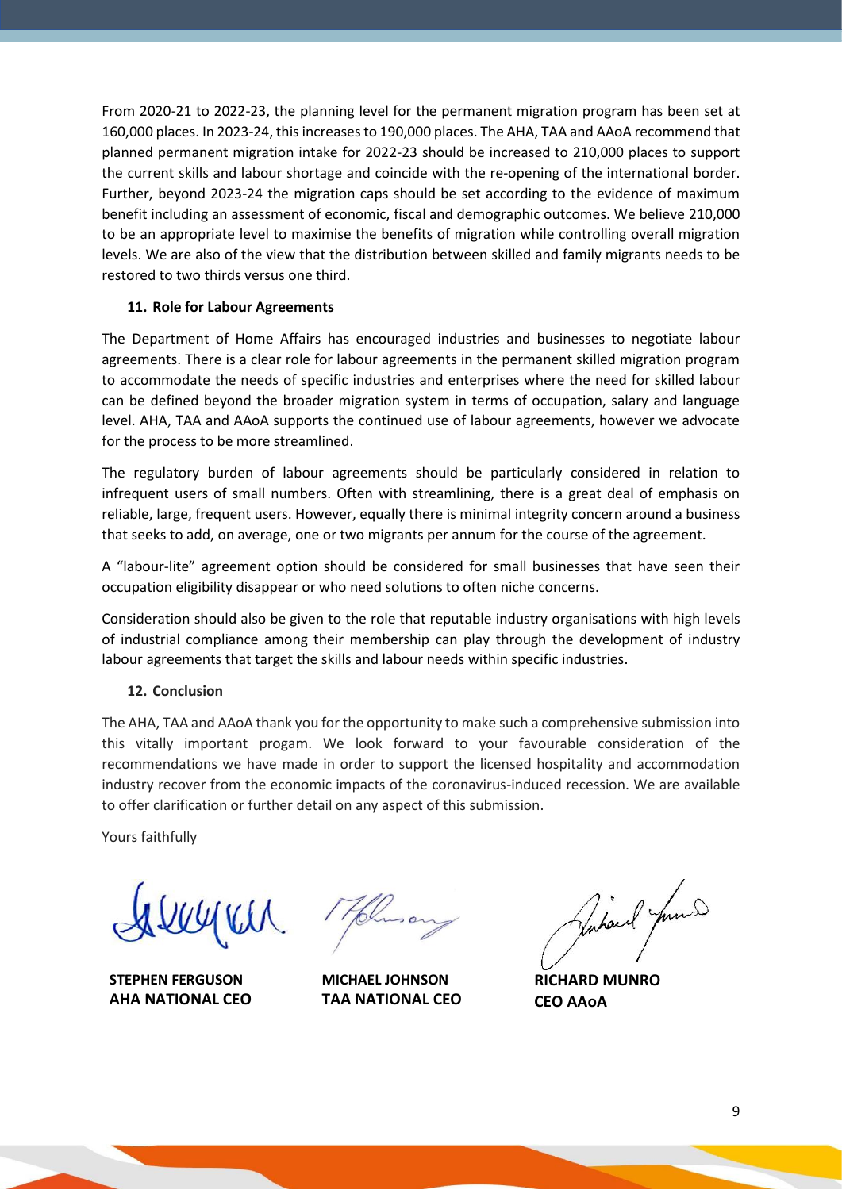From 2020-21 to 2022-23, the planning level for the permanent migration program has been set at 160,000 places. In 2023-24, this increases to 190,000 places. The AHA, TAA and AAoA recommend that planned permanent migration intake for 2022-23 should be increased to 210,000 places to support the current skills and labour shortage and coincide with the re-opening of the international border. Further, beyond 2023-24 the migration caps should be set according to the evidence of maximum benefit including an assessment of economic, fiscal and demographic outcomes. We believe 210,000 to be an appropriate level to maximise the benefits of migration while controlling overall migration levels. We are also of the view that the distribution between skilled and family migrants needs to be restored to two thirds versus one third.

### 11. Role for Labour Agreements

The Department of Home Affairs has encouraged industries and businesses to negotiate labour agreements. There is a clear role for labour agreements in the permanent skilled migration program to accommodate the needs of specific industries and enterprises where the need for skilled labour can be defined beyond the broader migration system in terms of occupation, salary and language level. AHA, TAA and AAoA supports the continued use of labour agreements, however we advocate for the process to be more streamlined.

The regulatory burden of labour agreements should be particularly considered in relation to infrequent users of small numbers. Often with streamlining, there is a great deal of emphasis on reliable, large, frequent users. However, equally there is minimal integrity concern around a business that seeks to add, on average, one or two migrants per annum for the course of the agreement.

A "labour-lite" agreement option should be considered for small businesses that have seen their occupation eligibility disappear or who need solutions to often niche concerns.

Consideration should also be given to the role that reputable industry organisations with high levels of industrial compliance among their membership can play through the development of industry labour agreements that target the skills and labour needs within specific industries.

### 12. Conclusion

The AHA, TAA and AAoA thank you for the opportunity to make such a comprehensive submission into this vitally important progam. We look forward to your favourable consideration of the recommendations we have made in order to support the licensed hospitality and accommodation industry recover from the economic impacts of the coronavirus-induced recession. We are available to offer clarification or further detail on any aspect of this submission.

Yours faithfully

**STEPHEN FERGUSON**
**AHA NATIONAL CEO**

**MICHAEL JOHNSON**
**TAA NATIONAL CEO**

**RICHARD MUNRO**
**CEO AAoA**